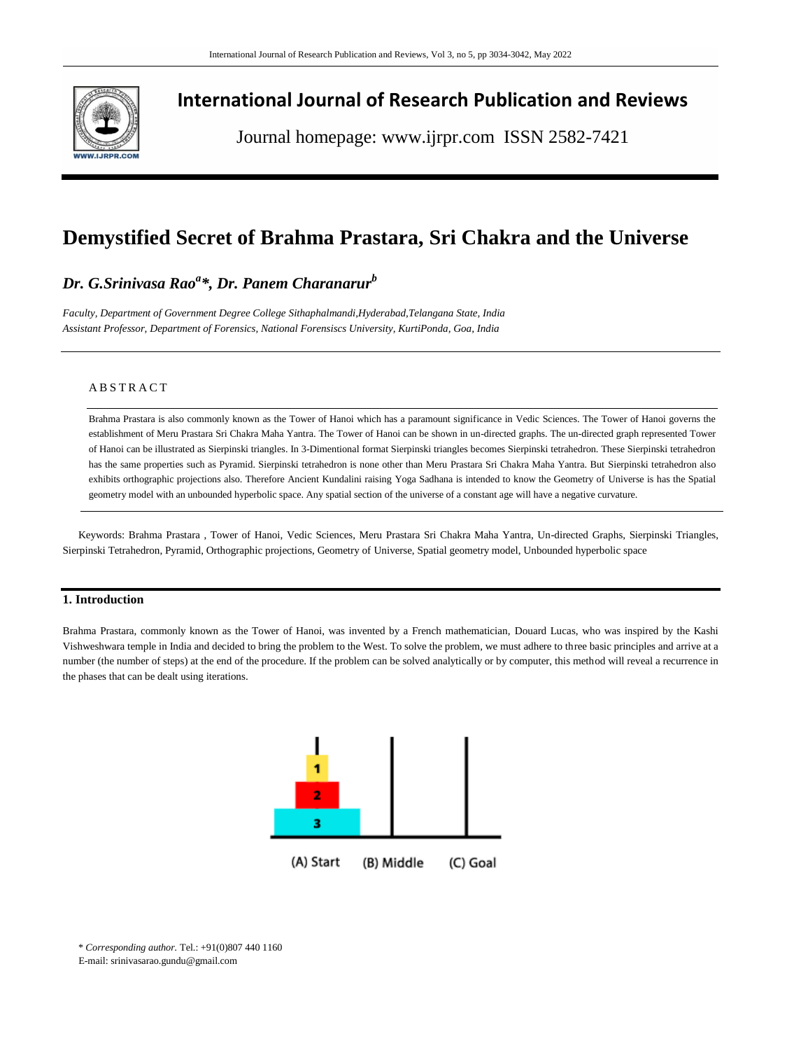# International Journal of Research Publication and Reviews

Journal homepage: www.ijrpr.com ISSN 2582-7421

# Demystified Secret of Brahma Prastara, Sri Chakra and the Universe

***Dr. G.Srinivasa Rao[a]\*, Dr. Panem Charanarur[b]***

*Faculty, Department of Government Degree College Sithaphalmandi,Hyderabad,Telangana State, India*
*Assistant Professor, Department of Forensics, National Forensiscs University, KurtiPonda, Goa, India*

A B S T R A C T

Brahma Prastara is also commonly known as the Tower of Hanoi which has a paramount significance in Vedic Sciences. The Tower of Hanoi governs the establishment of Meru Prastara Sri Chakra Maha Yantra. The Tower of Hanoi can be shown in un-directed graphs. The un-directed graph represented Tower of Hanoi can be illustrated as Sierpinski triangles. In 3-Dimentional format Sierpinski triangles becomes Sierpinski tetrahedron. These Sierpinski tetrahedron has the same properties such as Pyramid. Sierpinski tetrahedron is none other than Meru Prastara Sri Chakra Maha Yantra. But Sierpinski tetrahedron also exhibits orthographic projections also. Therefore Ancient Kundalini raising Yoga Sadhana is intended to know the Geometry of Universe is has the Spatial geometry model with an unbounded hyperbolic space. Any spatial section of the universe of a constant age will have a negative curvature.

Keywords: Brahma Prastara , Tower of Hanoi, Vedic Sciences, Meru Prastara Sri Chakra Maha Yantra, Un-directed Graphs, Sierpinski Triangles, Sierpinski Tetrahedron, Pyramid, Orthographic projections, Geometry of Universe, Spatial geometry model, Unbounded hyperbolic space

## 1. Introduction

Brahma Prastara, commonly known as the Tower of Hanoi, was invented by a French mathematician, Douard Lucas, who was inspired by the Kashi Vishweshwara temple in India and decided to bring the problem to the West. To solve the problem, we must adhere to three basic principles and arrive at a number (the number of steps) at the end of the procedure. If the problem can be solved analytically or by computer, this method will reveal a recurrence in the phases that can be dealt using iterations.

(A) Start (B) Middle (C) Goal

\* *Corresponding author.* Tel.: +91(0)807 440 1160
E-mail: srinivasarao.gundu@gmail.com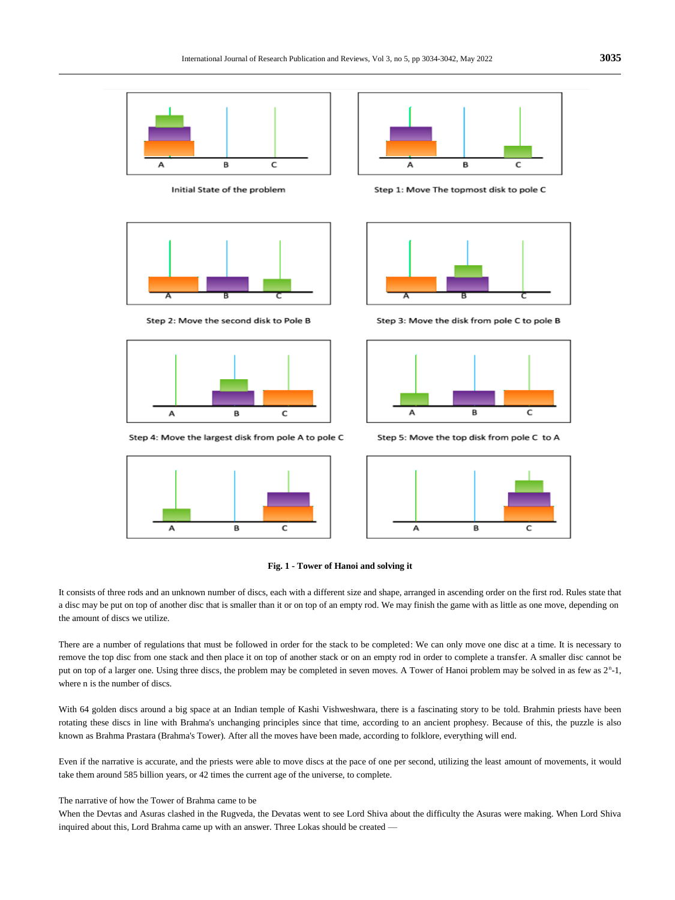Initial State of the problem

Step 1: Move The topmost disk to pole C

Step 2: Move the second disk to Pole B

Step 3: Move the disk from pole C to pole B

Step 4: Move the largest disk from pole A to pole C

Step 5: Move the top disk from pole C to A

**Fig. 1 - Tower of Hanoi and solving it**

It consists of three rods and an unknown number of discs, each with a different size and shape, arranged in ascending order on the first rod. Rules state that a disc may be put on top of another disc that is smaller than it or on top of an empty rod. We may finish the game with as little as one move, depending on the amount of discs we utilize.

There are a number of regulations that must be followed in order for the stack to be completed: We can only move one disc at a time. It is necessary to remove the top disc from one stack and then place it on top of another stack or on an empty rod in order to complete a transfer. A smaller disc cannot be put on top of a larger one. Using three discs, the problem may be completed in seven moves. A Tower of Hanoi problem may be solved in as few as $2^n$-1, where n is the number of discs.

With 64 golden discs around a big space at an Indian temple of Kashi Vishweshwara, there is a fascinating story to be told. Brahmin priests have been rotating these discs in line with Brahma's unchanging principles since that time, according to an ancient prophesy. Because of this, the puzzle is also known as Brahma Prastara (Brahma's Tower). After all the moves have been made, according to folklore, everything will end.

Even if the narrative is accurate, and the priests were able to move discs at the pace of one per second, utilizing the least amount of movements, it would take them around 585 billion years, or 42 times the current age of the universe, to complete.

The narrative of how the Tower of Brahma came to be

When the Devtas and Asuras clashed in the Rugveda, the Devatas went to see Lord Shiva about the difficulty the Asuras were making. When Lord Shiva inquired about this, Lord Brahma came up with an answer. Three Lokas should be created —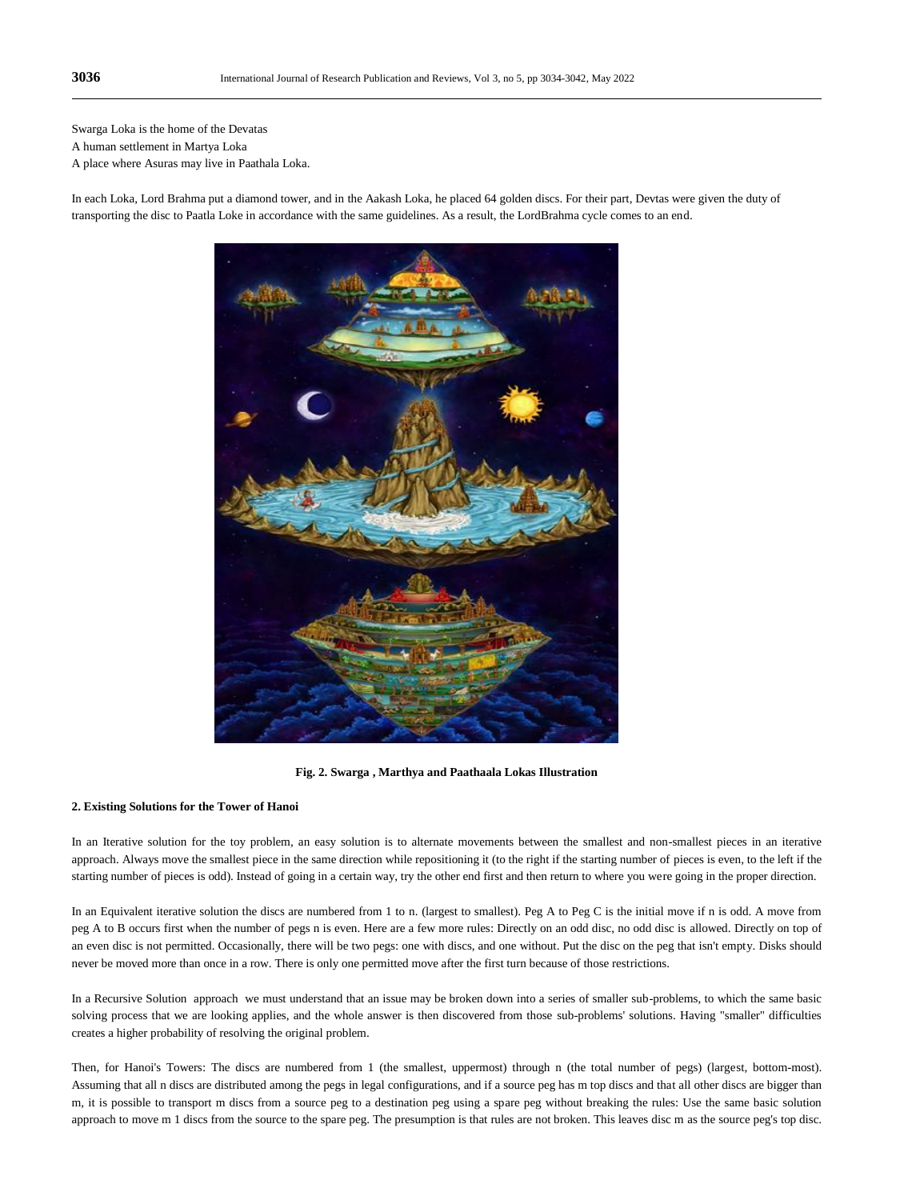Swarga Loka is the home of the Devatas

A human settlement in Martya Loka

A place where Asuras may live in Paathala Loka.

In each Loka, Lord Brahma put a diamond tower, and in the Aakash Loka, he placed 64 golden discs. For their part, Devtas were given the duty of transporting the disc to Paatla Loke in accordance with the same guidelines. As a result, the LordBrahma cycle comes to an end.

**Fig. 2. Swarga , Marthya and Paathaala Lokas Illustration**

### 2. Existing Solutions for the Tower of Hanoi

In an Iterative solution for the toy problem, an easy solution is to alternate movements between the smallest and non-smallest pieces in an iterative approach. Always move the smallest piece in the same direction while repositioning it (to the right if the starting number of pieces is even, to the left if the starting number of pieces is odd). Instead of going in a certain way, try the other end first and then return to where you were going in the proper direction.

In an Equivalent iterative solution the discs are numbered from 1 to n. (largest to smallest). Peg A to Peg C is the initial move if n is odd. A move from peg A to B occurs first when the number of pegs n is even. Here are a few more rules: Directly on an odd disc, no odd disc is allowed. Directly on top of an even disc is not permitted. Occasionally, there will be two pegs: one with discs, and one without. Put the disc on the peg that isn't empty. Disks should never be moved more than once in a row. There is only one permitted move after the first turn because of those restrictions.

In a Recursive Solution approach we must understand that an issue may be broken down into a series of smaller sub-problems, to which the same basic solving process that we are looking applies, and the whole answer is then discovered from those sub-problems' solutions. Having "smaller" difficulties creates a higher probability of resolving the original problem.

Then, for Hanoi's Towers: The discs are numbered from 1 (the smallest, uppermost) through n (the total number of pegs) (largest, bottom-most). Assuming that all n discs are distributed among the pegs in legal configurations, and if a source peg has m top discs and that all other discs are bigger than m, it is possible to transport m discs from a source peg to a destination peg using a spare peg without breaking the rules: Use the same basic solution approach to move m 1 discs from the source to the spare peg. The presumption is that rules are not broken. This leaves disc m as the source peg's top disc.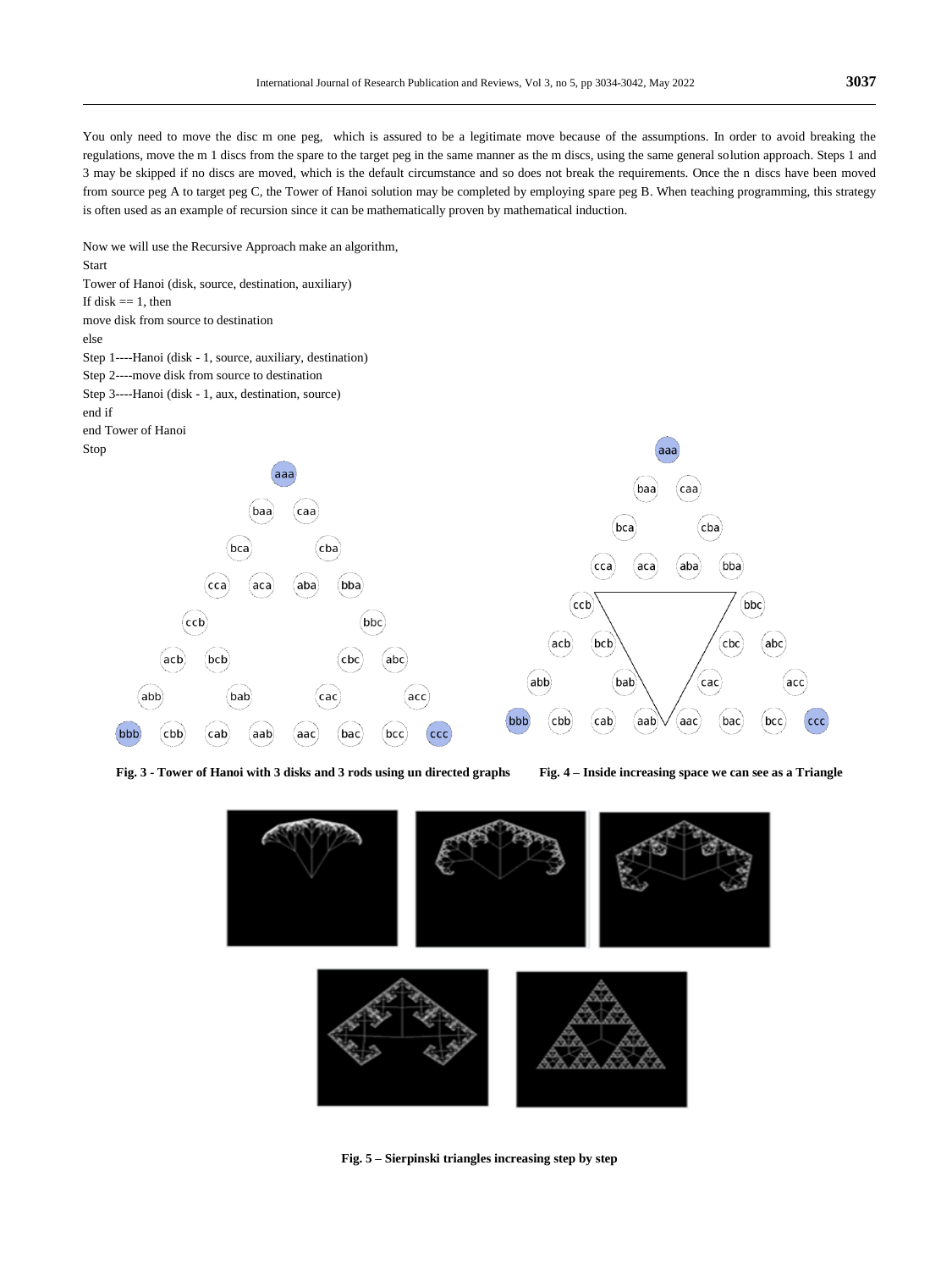You only need to move the disc m one peg, which is assured to be a legitimate move because of the assumptions. In order to avoid breaking the regulations, move the m 1 discs from the spare to the target peg in the same manner as the m discs, using the same general solution approach. Steps 1 and 3 may be skipped if no discs are moved, which is the default circumstance and so does not break the requirements. Once the n discs have been moved from source peg A to target peg C, the Tower of Hanoi solution may be completed by employing spare peg B. When teaching programming, this strategy is often used as an example of recursion since it can be mathematically proven by mathematical induction.

Now we will use the Recursive Approach make an algorithm,

```
Start
Tower of Hanoi (disk, source, destination, auxiliary)
If disk == 1, then
move disk from source to destination
else
Step 1----Hanoi (disk - 1, source, auxiliary, destination)
Step 2----move disk from source to destination
Step 3----Hanoi (disk - 1, aux, destination, source)
end if
end Tower of Hanoi
Stop
```

**Fig. 3 - Tower of Hanoi with 3 disks and 3 rods using un directed graphs**

**Fig. 4 – Inside increasing space we can see as a Triangle**

**Fig. 5 – Sierpinski triangles increasing step by step**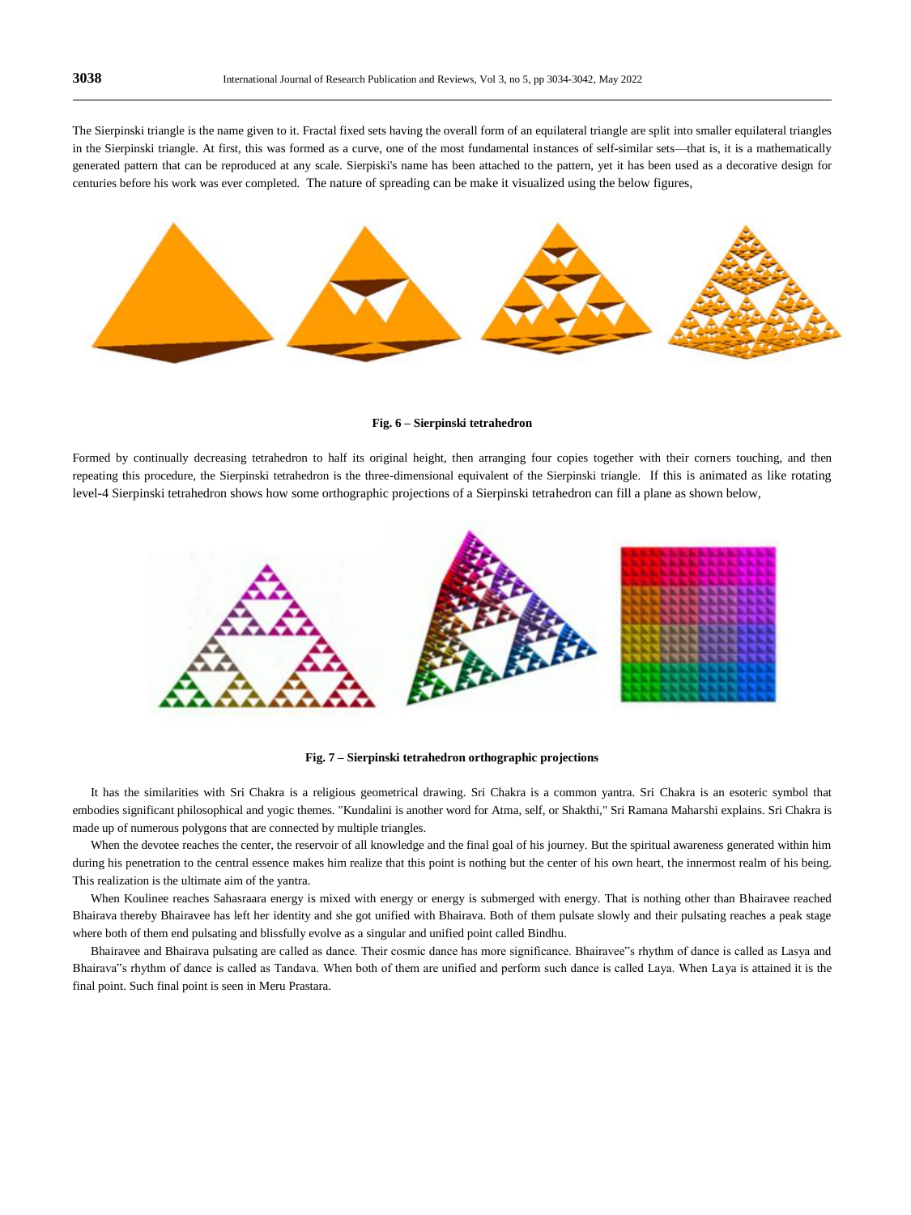The Sierpinski triangle is the name given to it. Fractal fixed sets having the overall form of an equilateral triangle are split into smaller equilateral triangles in the Sierpinski triangle. At first, this was formed as a curve, one of the most fundamental instances of self-similar sets—that is, it is a mathematically generated pattern that can be reproduced at any scale. Sierpiski's name has been attached to the pattern, yet it has been used as a decorative design for centuries before his work was ever completed. The nature of spreading can be make it visualized using the below figures,

**Fig. 6 – Sierpinski tetrahedron**

Formed by continually decreasing tetrahedron to half its original height, then arranging four copies together with their corners touching, and then repeating this procedure, the Sierpinski tetrahedron is the three-dimensional equivalent of the Sierpinski triangle. If this is animated as like rotating level-4 Sierpinski tetrahedron shows how some orthographic projections of a Sierpinski tetrahedron can fill a plane as shown below,

**Fig. 7 – Sierpinski tetrahedron orthographic projections**

It has the similarities with Sri Chakra is a religious geometrical drawing. Sri Chakra is a common yantra. Sri Chakra is an esoteric symbol that embodies significant philosophical and yogic themes. "Kundalini is another word for Atma, self, or Shakthi," Sri Ramana Maharshi explains. Sri Chakra is made up of numerous polygons that are connected by multiple triangles.

When the devotee reaches the center, the reservoir of all knowledge and the final goal of his journey. But the spiritual awareness generated within him during his penetration to the central essence makes him realize that this point is nothing but the center of his own heart, the innermost realm of his being. This realization is the ultimate aim of the yantra.

When Koulinee reaches Sahasraara energy is mixed with energy or energy is submerged with energy. That is nothing other than Bhairavee reached Bhairava thereby Bhairavee has left her identity and she got unified with Bhairava. Both of them pulsate slowly and their pulsating reaches a peak stage where both of them end pulsating and blissfully evolve as a singular and unified point called Bindhu.

Bhairavee and Bhairava pulsating are called as dance. Their cosmic dance has more significance. Bhairavee"s rhythm of dance is called as Lasya and Bhairava"s rhythm of dance is called as Tandava. When both of them are unified and perform such dance is called Laya. When Laya is attained it is the final point. Such final point is seen in Meru Prastara.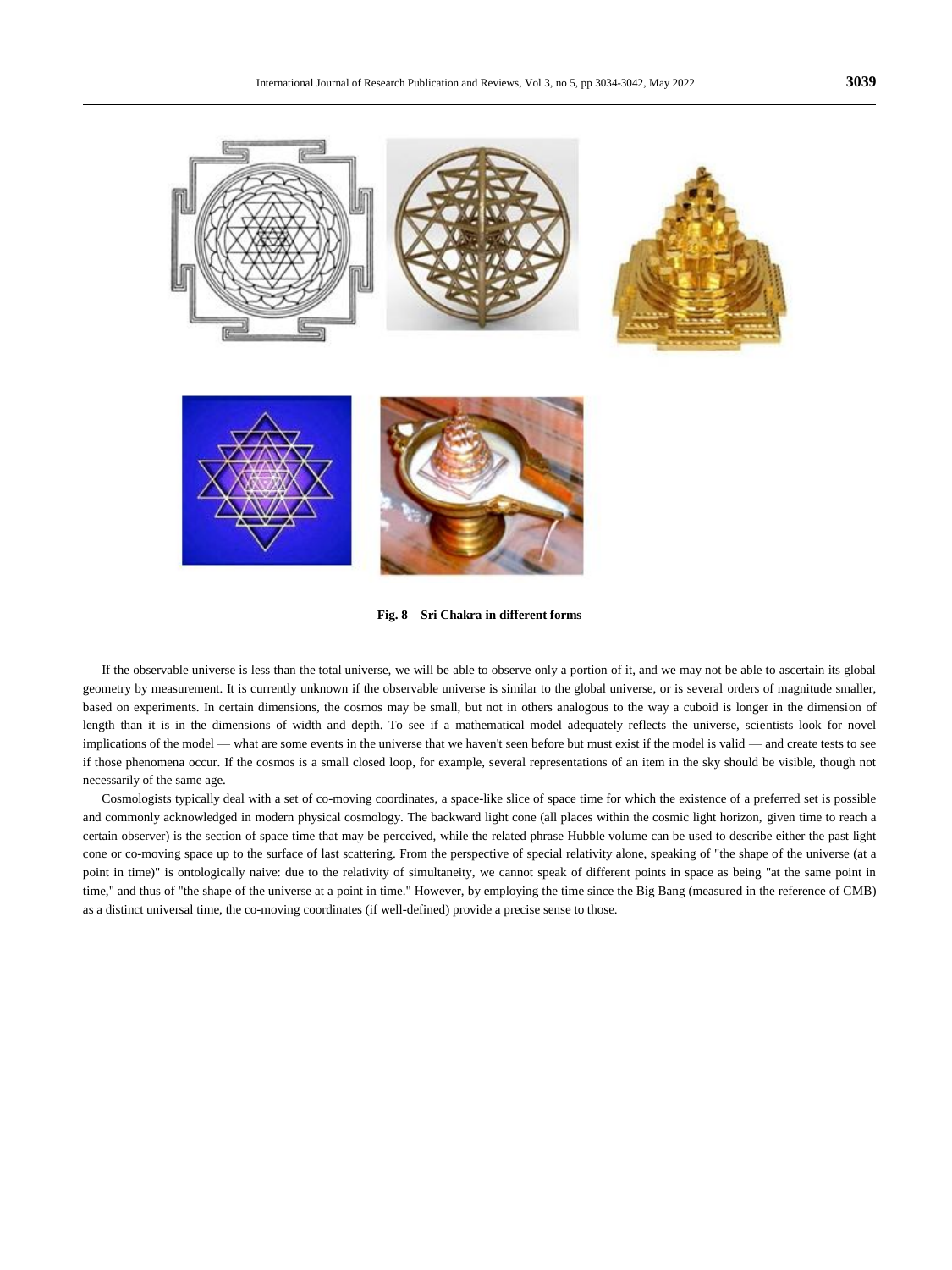**Fig. 8 – Sri Chakra in different forms**

If the observable universe is less than the total universe, we will be able to observe only a portion of it, and we may not be able to ascertain its global geometry by measurement. It is currently unknown if the observable universe is similar to the global universe, or is several orders of magnitude smaller, based on experiments. In certain dimensions, the cosmos may be small, but not in others analogous to the way a cuboid is longer in the dimension of length than it is in the dimensions of width and depth. To see if a mathematical model adequately reflects the universe, scientists look for novel implications of the model — what are some events in the universe that we haven't seen before but must exist if the model is valid — and create tests to see if those phenomena occur. If the cosmos is a small closed loop, for example, several representations of an item in the sky should be visible, though not necessarily of the same age.

Cosmologists typically deal with a set of co-moving coordinates, a space-like slice of space time for which the existence of a preferred set is possible and commonly acknowledged in modern physical cosmology. The backward light cone (all places within the cosmic light horizon, given time to reach a certain observer) is the section of space time that may be perceived, while the related phrase Hubble volume can be used to describe either the past light cone or co-moving space up to the surface of last scattering. From the perspective of special relativity alone, speaking of "the shape of the universe (at a point in time)" is ontologically naive: due to the relativity of simultaneity, we cannot speak of different points in space as being "at the same point in time," and thus of "the shape of the universe at a point in time." However, by employing the time since the Big Bang (measured in the reference of CMB) as a distinct universal time, the co-moving coordinates (if well-defined) provide a precise sense to those.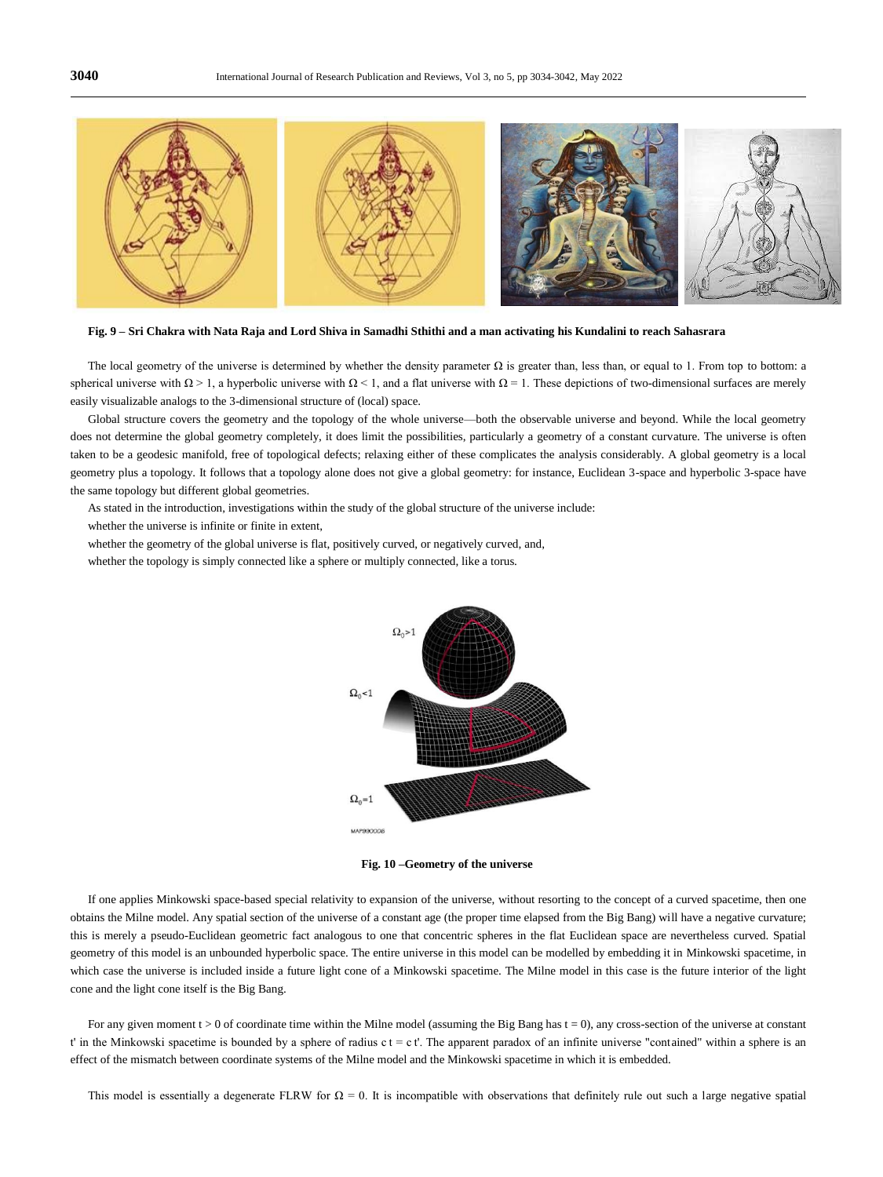**Fig. 9 – Sri Chakra with Nata Raja and Lord Shiva in Samadhi Sthithi and a man activating his Kundalini to reach Sahasrara**

The local geometry of the universe is determined by whether the density parameter Ω is greater than, less than, or equal to 1. From top to bottom: a spherical universe with $\Omega > 1$, a hyperbolic universe with $\Omega < 1$, and a flat universe with $\Omega = 1$. These depictions of two-dimensional surfaces are merely easily visualizable analogs to the 3-dimensional structure of (local) space.

Global structure covers the geometry and the topology of the whole universe—both the observable universe and beyond. While the local geometry does not determine the global geometry completely, it does limit the possibilities, particularly a geometry of a constant curvature. The universe is often taken to be a geodesic manifold, free of topological defects; relaxing either of these complicates the analysis considerably. A global geometry is a local geometry plus a topology. It follows that a topology alone does not give a global geometry: for instance, Euclidean 3-space and hyperbolic 3-space have the same topology but different global geometries.

As stated in the introduction, investigations within the study of the global structure of the universe include:

whether the universe is infinite or finite in extent,

whether the geometry of the global universe is flat, positively curved, or negatively curved, and,

whether the topology is simply connected like a sphere or multiply connected, like a torus.

**Fig. 10 –Geometry of the universe**

If one applies Minkowski space-based special relativity to expansion of the universe, without resorting to the concept of a curved spacetime, then one obtains the Milne model. Any spatial section of the universe of a constant age (the proper time elapsed from the Big Bang) will have a negative curvature; this is merely a pseudo-Euclidean geometric fact analogous to one that concentric spheres in the flat Euclidean space are nevertheless curved. Spatial geometry of this model is an unbounded hyperbolic space. The entire universe in this model can be modelled by embedding it in Minkowski spacetime, in which case the universe is included inside a future light cone of a Minkowski spacetime. The Milne model in this case is the future interior of the light cone and the light cone itself is the Big Bang.

For any given moment $t > 0$ of coordinate time within the Milne model (assuming the Big Bang has $t = 0$), any cross-section of the universe at constant t' in the Minkowski spacetime is bounded by a sphere of radius $c\,t = c\,t'$. The apparent paradox of an infinite universe "contained" within a sphere is an effect of the mismatch between coordinate systems of the Milne model and the Minkowski spacetime in which it is embedded.

This model is essentially a degenerate FLRW for $\Omega = 0$. It is incompatible with observations that definitely rule out such a large negative spatial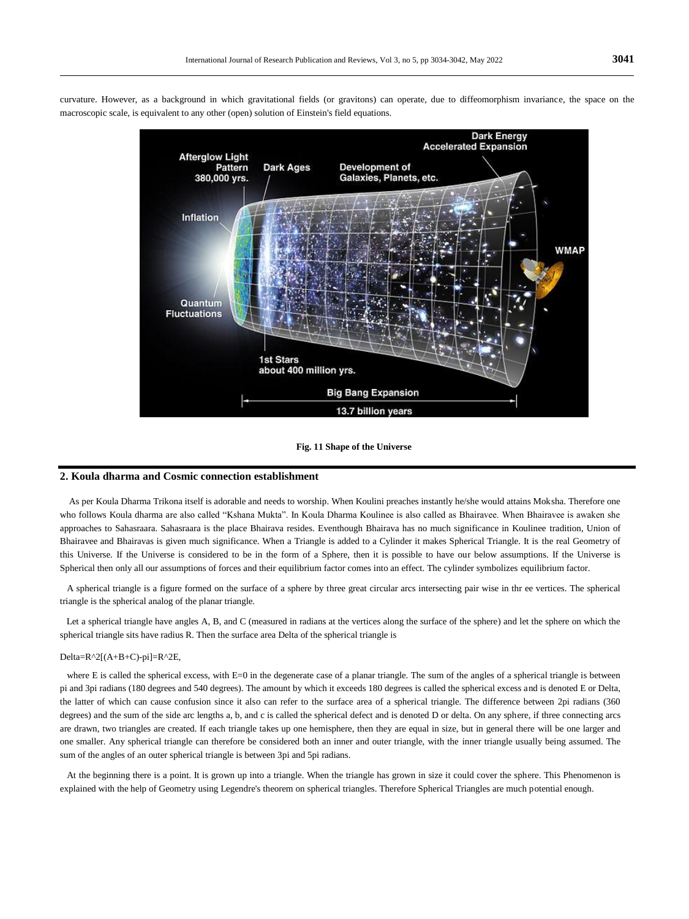curvature. However, as a background in which gravitational fields (or gravitons) can operate, due to diffeomorphism invariance, the space on the macroscopic scale, is equivalent to any other (open) solution of Einstein's field equations.

**Fig. 11 Shape of the Universe**

## 2. Koula dharma and Cosmic connection establishment

As per Koula Dharma Trikona itself is adorable and needs to worship. When Koulini preaches instantly he/she would attains Moksha. Therefore one who follows Koula dharma are also called "Kshana Mukta". In Koula Dharma Koulinee is also called as Bhairavee. When Bhairavee is awaken she approaches to Sahasraara. Sahasraara is the place Bhairava resides. Eventhough Bhairava has no much significance in Koulinee tradition, Union of Bhairavee and Bhairavas is given much significance. When a Triangle is added to a Cylinder it makes Spherical Triangle. It is the real Geometry of this Universe. If the Universe is considered to be in the form of a Sphere, then it is possible to have our below assumptions. If the Universe is Spherical then only all our assumptions of forces and their equilibrium factor comes into an effect. The cylinder symbolizes equilibrium factor.

A spherical triangle is a figure formed on the surface of a sphere by three great circular arcs intersecting pair wise in thr ee vertices. The spherical triangle is the spherical analog of the planar triangle.

Let a spherical triangle have angles A, B, and C (measured in radians at the vertices along the surface of the sphere) and let the sphere on which the spherical triangle sits have radius R. Then the surface area Delta of the spherical triangle is

$$\Delta = R^2[(A+B+C)-\pi] = R^2 E,$$

where E is called the spherical excess, with E=0 in the degenerate case of a planar triangle. The sum of the angles of a spherical triangle is between pi and 3pi radians (180 degrees and 540 degrees). The amount by which it exceeds 180 degrees is called the spherical excess and is denoted E or Delta, the latter of which can cause confusion since it also can refer to the surface area of a spherical triangle. The difference between 2pi radians (360 degrees) and the sum of the side arc lengths a, b, and c is called the spherical defect and is denoted D or delta. On any sphere, if three connecting arcs are drawn, two triangles are created. If each triangle takes up one hemisphere, then they are equal in size, but in general there will be one larger and one smaller. Any spherical triangle can therefore be considered both an inner and outer triangle, with the inner triangle usually being assumed. The sum of the angles of an outer spherical triangle is between 3pi and 5pi radians.

At the beginning there is a point. It is grown up into a triangle. When the triangle has grown in size it could cover the sphere. This Phenomenon is explained with the help of Geometry using Legendre's theorem on spherical triangles. Therefore Spherical Triangles are much potential enough.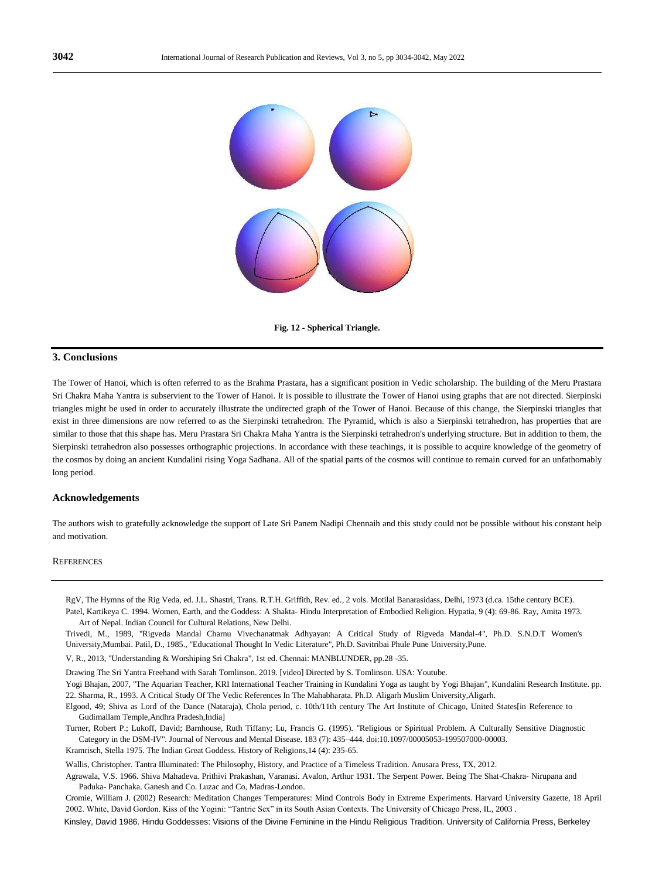Fig. 12 - Spherical Triangle.

## 3. Conclusions

The Tower of Hanoi, which is often referred to as the Brahma Prastara, has a significant position in Vedic scholarship. The building of the Meru Prastara Sri Chakra Maha Yantra is subservient to the Tower of Hanoi. It is possible to illustrate the Tower of Hanoi using graphs that are not directed. Sierpinski triangles might be used in order to accurately illustrate the undirected graph of the Tower of Hanoi. Because of this change, the Sierpinski triangles that exist in three dimensions are now referred to as the Sierpinski tetrahedron. The Pyramid, which is also a Sierpinski tetrahedron, has properties that are similar to those that this shape has. Meru Prastara Sri Chakra Maha Yantra is the Sierpinski tetrahedron's underlying structure. But in addition to them, the Sierpinski tetrahedron also possesses orthographic projections. In accordance with these teachings, it is possible to acquire knowledge of the geometry of the cosmos by doing an ancient Kundalini rising Yoga Sadhana. All of the spatial parts of the cosmos will continue to remain curved for an unfathomably long period.

## Acknowledgements

The authors wish to gratefully acknowledge the support of Late Sri Panem Nadipi Chennaih and this study could not be possible without his constant help and motivation.

## References

RgV, The Hymns of the Rig Veda, ed. J.L. Shastri, Trans. R.T.H. Griffith, Rev. ed., 2 vols. Motilal Banarasidass, Delhi, 1973 (d.ca. 15the century BCE).

Patel, Kartikeya C. 1994. Women, Earth, and the Goddess: A Shakta- Hindu Interpretation of Embodied Religion. Hypatia, 9 (4): 69-86. Ray, Amita 1973. Art of Nepal. Indian Council for Cultural Relations, New Delhi.

Trivedi, M., 1989, "Rigveda Mandal Charnu Vivechanatmak Adhyayan: A Critical Study of Rigveda Mandal-4", Ph.D. S.N.D.T Women's University,Mumbai. Patil, D., 1985., "Educational Thought In Vedic Literature", Ph.D. Savitribai Phule Pune University,Pune.

V, R., 2013, "Understanding & Worshiping Sri Chakra", 1st ed. Chennai: MANBLUNDER, pp.28 -35.

Drawing The Sri Yantra Freehand with Sarah Tomlinson. 2019. [video] Directed by S. Tomlinson. USA: Youtube.

Yogi Bhajan, 2007, "The Aquarian Teacher, KRI International Teacher Training in Kundalini Yoga as taught by Yogi Bhajan", Kundalini Research Institute. pp. 22. Sharma, R., 1993. A Critical Study Of The Vedic References In The Mahabharata. Ph.D. Aligarh Muslim University,Aligarh.

Elgood, 49; Shiva as Lord of the Dance (Nataraja), Chola period, c. 10th/11th century The Art Institute of Chicago, United States[in Reference to Gudimallam Temple,Andhra Pradesh,India]

Turner, Robert P.; Lukoff, David; Barnhouse, Ruth Tiffany; Lu, Francis G. (1995). "Religious or Spiritual Problem. A Culturally Sensitive Diagnostic Category in the DSM-IV". Journal of Nervous and Mental Disease. 183 (7): 435–444. doi:10.1097/00005053-199507000-00003.

Kramrisch, Stella 1975. The Indian Great Goddess. History of Religions,14 (4): 235-65.

Wallis, Christopher. Tantra Illuminated: The Philosophy, History, and Practice of a Timeless Tradition. Anusara Press, TX, 2012.

Agrawala, V.S. 1966. Shiva Mahadeva. Prithivi Prakashan, Varanasi. Avalon, Arthur 1931. The Serpent Power. Being The Shat-Chakra- Nirupana and Paduka- Panchaka. Ganesh and Co. Luzac and Co, Madras-London.

Cromie, William J. (2002) Research: Meditation Changes Temperatures: Mind Controls Body in Extreme Experiments. Harvard University Gazette, 18 April 2002. White, David Gordon. Kiss of the Yogini: "Tantric Sex" in its South Asian Contexts. The University of Chicago Press, IL, 2003 .

Kinsley, David 1986. Hindu Goddesses: Visions of the Divine Feminine in the Hindu Religious Tradition. University of California Press, Berkeley